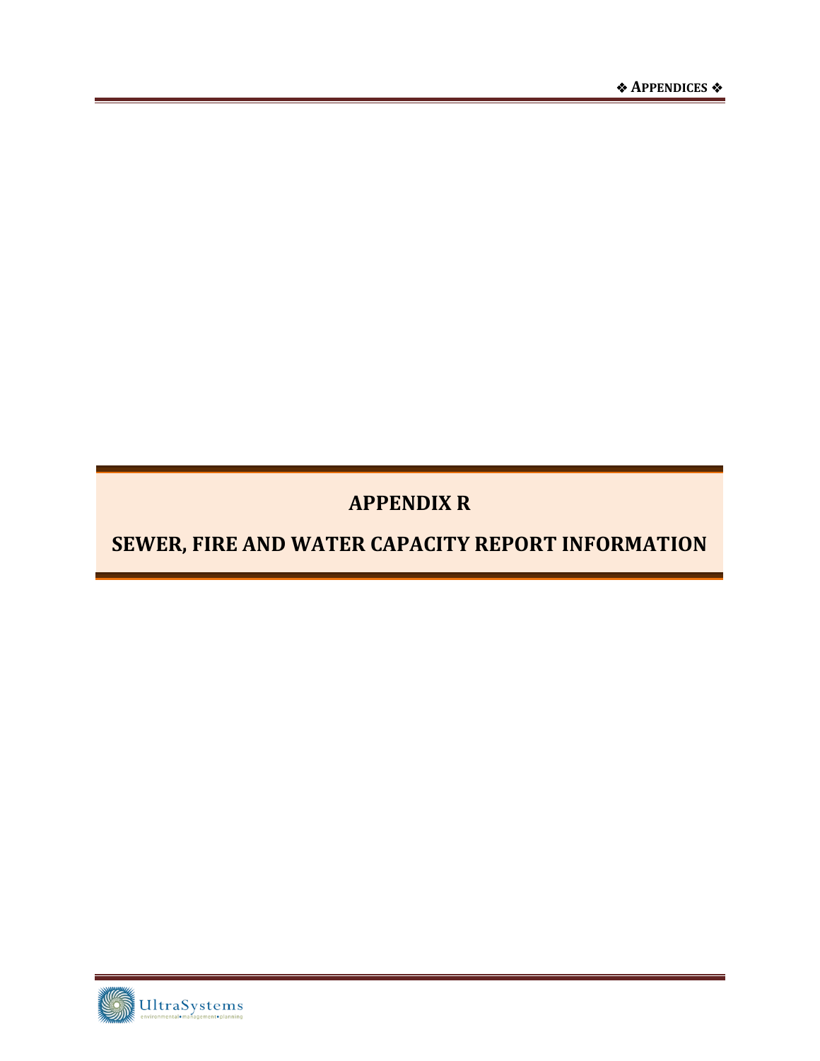# APPENDIX R

# SEWER, FIRE AND WATER CAPACITY REPORT INFORMATION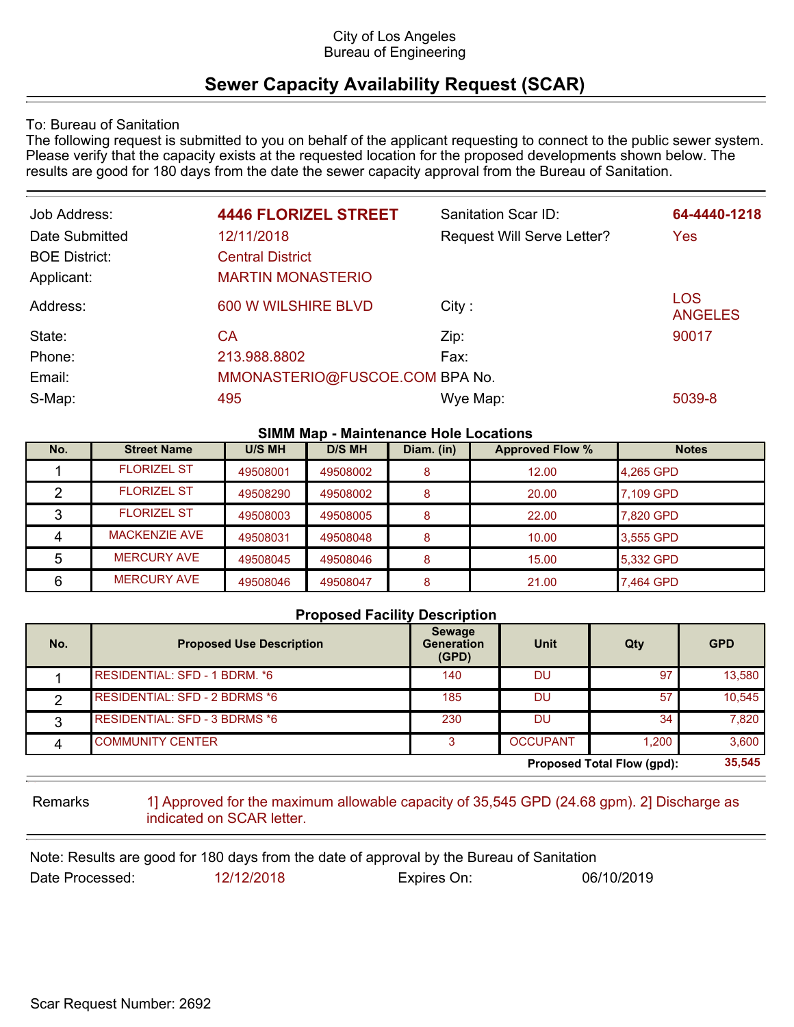City of Los Angeles
Bureau of Engineering

# Sewer Capacity Availability Request (SCAR)

To: Bureau of Sanitation
The following request is submitted to you on behalf of the applicant requesting to connect to the public sewer system. Please verify that the capacity exists at the requested location for the proposed developments shown below. The results are good for 180 days from the date the sewer capacity approval from the Bureau of Sanitation.

| | | | |
|---|---|---|---|
| Job Address: | **4446 FLORIZEL STREET** | Sanitation Scar ID: | **64-4440-1218** |
| Date Submitted | 12/11/2018 | Request Will Serve Letter? | Yes |
| BOE District: | Central District | | |
| Applicant: | MARTIN MONASTERIO | | |
| Address: | 600 W WILSHIRE BLVD | City : | LOS ANGELES |
| State: | CA | Zip: | 90017 |
| Phone: | 213.988.8802 | Fax: | |
| Email: | MMONASTERIO@FUSCOE.COM | BPA No. | |
| S-Map: | 495 | Wye Map: | 5039-8 |

**SIMM Map - Maintenance Hole Locations**

| No. | Street Name | U/S MH | D/S MH | Diam. (in) | Approved Flow % | Notes |
|---|---|---|---|---|---|---|
| 1 | FLORIZEL ST | 49508001 | 49508002 | 8 | 12.00 | 4,265 GPD |
| 2 | FLORIZEL ST | 49508290 | 49508002 | 8 | 20.00 | 7,109 GPD |
| 3 | FLORIZEL ST | 49508003 | 49508005 | 8 | 22.00 | 7,820 GPD |
| 4 | MACKENZIE AVE | 49508031 | 49508048 | 8 | 10.00 | 3,555 GPD |
| 5 | MERCURY AVE | 49508045 | 49508046 | 8 | 15.00 | 5,332 GPD |
| 6 | MERCURY AVE | 49508046 | 49508047 | 8 | 21.00 | 7,464 GPD |

**Proposed Facility Description**

| No. | Proposed Use Description | Sewage Generation (GPD) | Unit | Qty | GPD |
|---|---|---|---|---|---|
| 1 | RESIDENTIAL: SFD - 1 BDRM. *6 | 140 | DU | 97 | 13,580 |
| 2 | RESIDENTIAL: SFD - 2 BDRMS *6 | 185 | DU | 57 | 10,545 |
| 3 | RESIDENTIAL: SFD - 3 BDRMS *6 | 230 | DU | 34 | 7,820 |
| 4 | COMMUNITY CENTER | 3 | OCCUPANT | 1,200 | 3,600 |
| | | | | **Proposed Total Flow (gpd):** | **35,545** |

Remarks: 1] Approved for the maximum allowable capacity of 35,545 GPD (24.68 gpm). 2] Discharge as indicated on SCAR letter.

Note: Results are good for 180 days from the date of approval by the Bureau of Sanitation

Date Processed: 12/12/2018 Expires On: 06/10/2019

Scar Request Number: 2692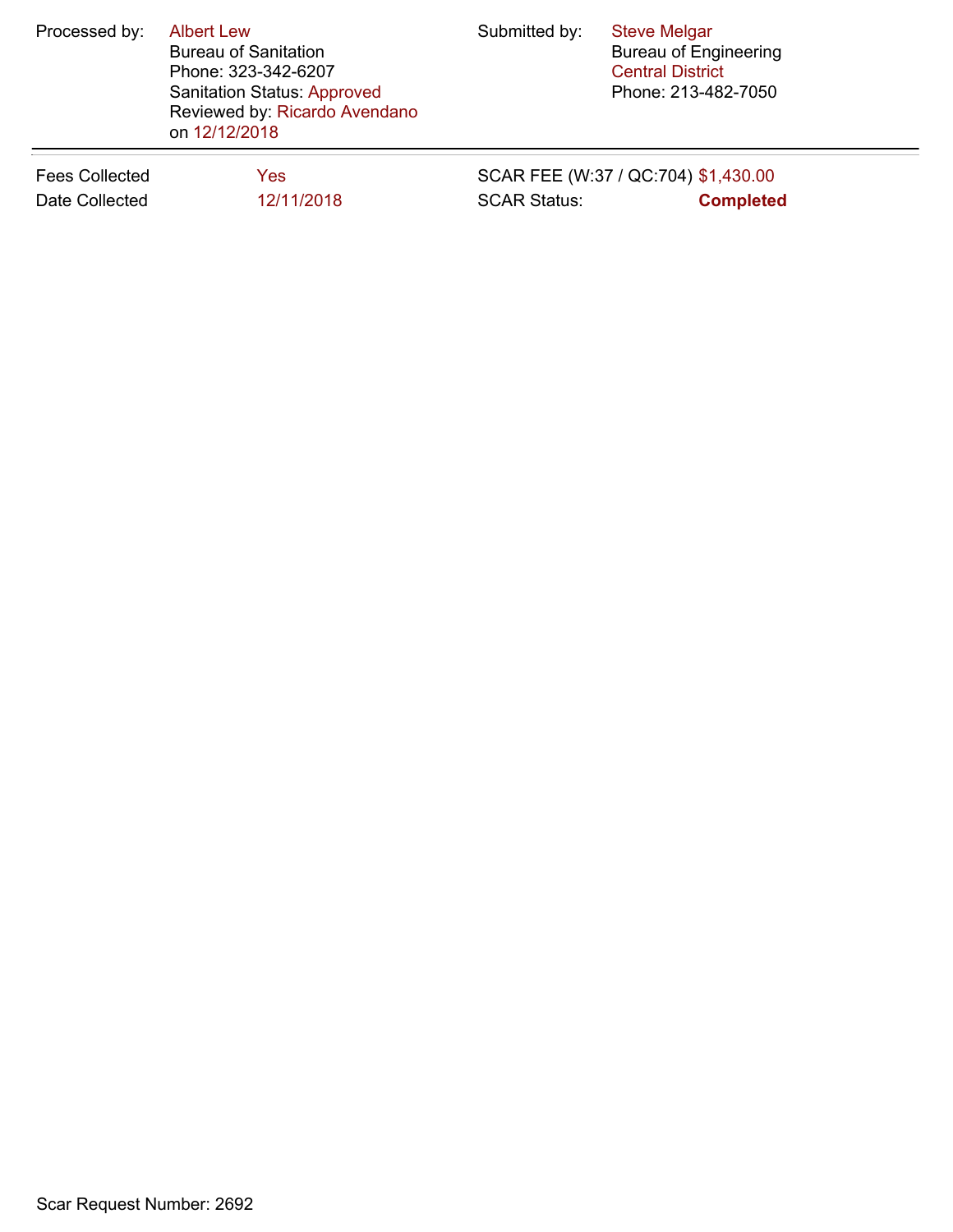| Processed by: | Albert Lew<br>Bureau of Sanitation<br>Phone: 323-342-6207<br>Sanitation Status: Approved<br>Reviewed by: Ricardo Avendano<br>on 12/12/2018 | Submitted by: | Steve Melgar<br>Bureau of Engineering<br>Central District<br>Phone: 213-482-7050 |
|---|---|---|---|

| Fees Collected | Yes | SCAR FEE (W:37 / QC:704) | $1,430.00 |
|---|---|---|---|
| Date Collected | 12/11/2018 | SCAR Status: | **Completed** |

Scar Request Number: 2692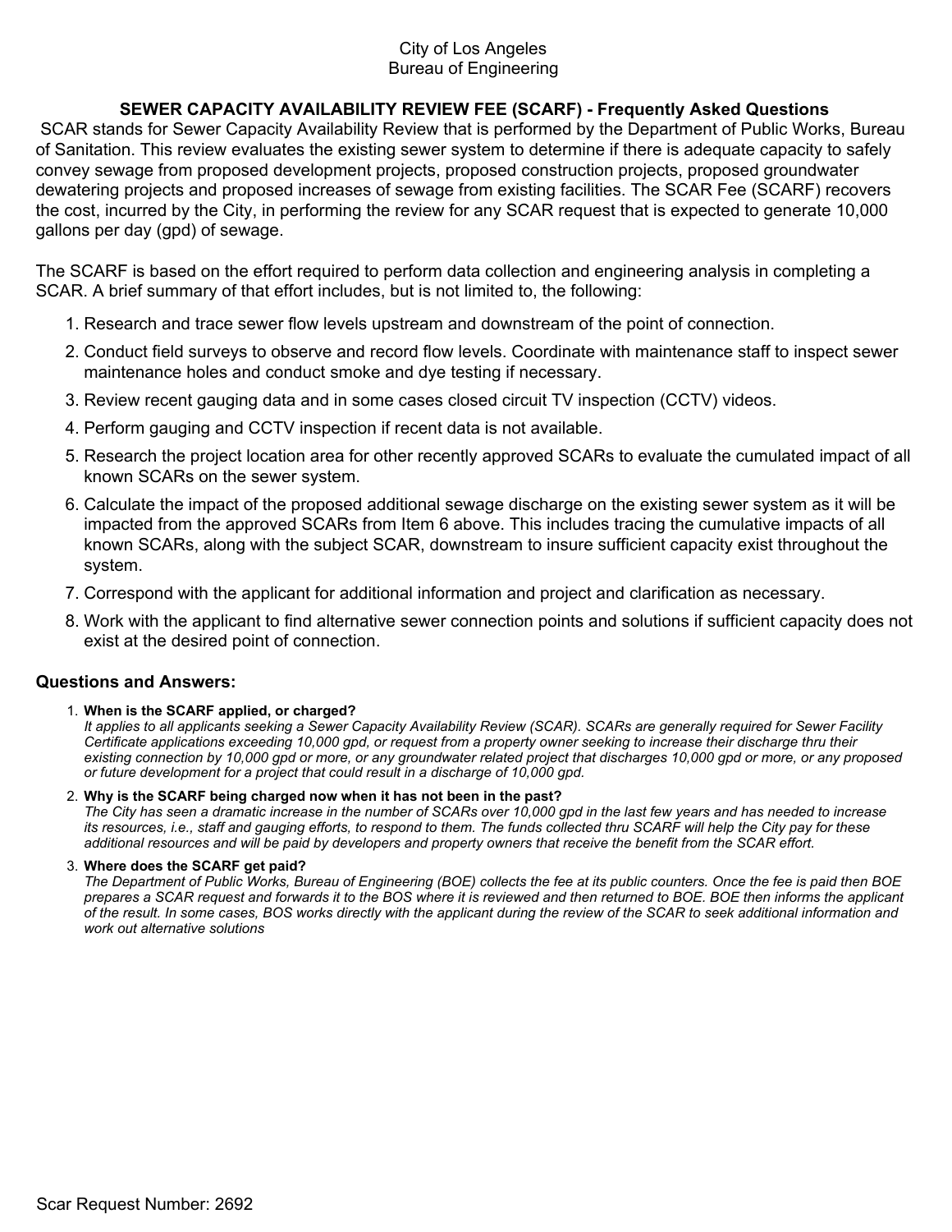City of Los Angeles
Bureau of Engineering

## SEWER CAPACITY AVAILABILITY REVIEW FEE (SCARF) - Frequently Asked Questions

SCAR stands for Sewer Capacity Availability Review that is performed by the Department of Public Works, Bureau of Sanitation. This review evaluates the existing sewer system to determine if there is adequate capacity to safely convey sewage from proposed development projects, proposed construction projects, proposed groundwater dewatering projects and proposed increases of sewage from existing facilities. The SCAR Fee (SCARF) recovers the cost, incurred by the City, in performing the review for any SCAR request that is expected to generate 10,000 gallons per day (gpd) of sewage.

The SCARF is based on the effort required to perform data collection and engineering analysis in completing a SCAR. A brief summary of that effort includes, but is not limited to, the following:

1. Research and trace sewer flow levels upstream and downstream of the point of connection.
2. Conduct field surveys to observe and record flow levels. Coordinate with maintenance staff to inspect sewer maintenance holes and conduct smoke and dye testing if necessary.
3. Review recent gauging data and in some cases closed circuit TV inspection (CCTV) videos.
4. Perform gauging and CCTV inspection if recent data is not available.
5. Research the project location area for other recently approved SCARs to evaluate the cumulated impact of all known SCARs on the sewer system.
6. Calculate the impact of the proposed additional sewage discharge on the existing sewer system as it will be impacted from the approved SCARs from Item 6 above. This includes tracing the cumulative impacts of all known SCARs, along with the subject SCAR, downstream to insure sufficient capacity exist throughout the system.
7. Correspond with the applicant for additional information and project and clarification as necessary.
8. Work with the applicant to find alternative sewer connection points and solutions if sufficient capacity does not exist at the desired point of connection.

### Questions and Answers:

1. **When is the SCARF applied, or charged?**
   *It applies to all applicants seeking a Sewer Capacity Availability Review (SCAR). SCARs are generally required for Sewer Facility Certificate applications exceeding 10,000 gpd, or request from a property owner seeking to increase their discharge thru their existing connection by 10,000 gpd or more, or any groundwater related project that discharges 10,000 gpd or more, or any proposed or future development for a project that could result in a discharge of 10,000 gpd.*

2. **Why is the SCARF being charged now when it has not been in the past?**
   *The City has seen a dramatic increase in the number of SCARs over 10,000 gpd in the last few years and has needed to increase its resources, i.e., staff and gauging efforts, to respond to them. The funds collected thru SCARF will help the City pay for these additional resources and will be paid by developers and property owners that receive the benefit from the SCAR effort.*

3. **Where does the SCARF get paid?**
   *The Department of Public Works, Bureau of Engineering (BOE) collects the fee at its public counters. Once the fee is paid then BOE prepares a SCAR request and forwards it to the BOS where it is reviewed and then returned to BOE. BOE then informs the applicant of the result. In some cases, BOS works directly with the applicant during the review of the SCAR to seek additional information and work out alternative solutions*

Scar Request Number: 2692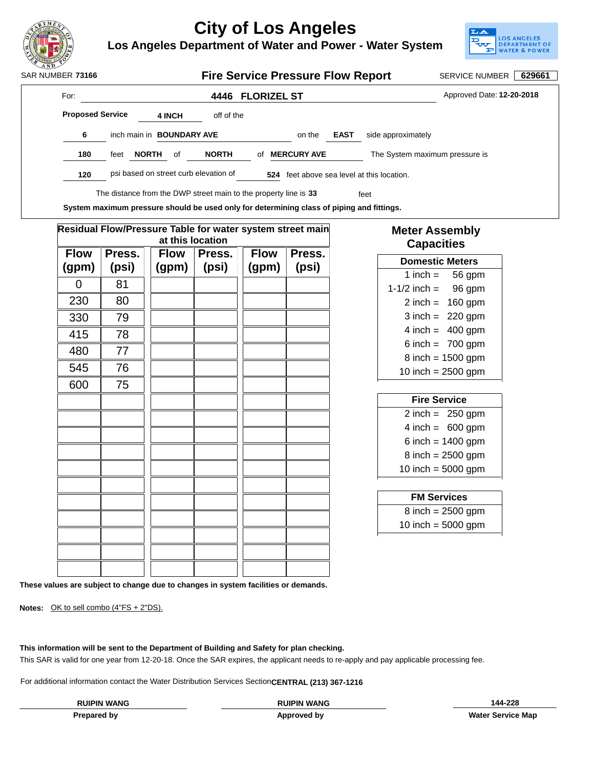# City of Los Angeles

## Los Angeles Department of Water and Power - Water System

SAR NUMBER **73166**

## Fire Service Pressure Flow Report

SERVICE NUMBER **629661**

For: **4446 FLORIZEL ST**

Approved Date: **12-20-2018**

**Proposed Service** **4 INCH** off of the

**6** inch main in **BOUNDARY AVE** on the **EAST** side approximately

**180** feet **NORTH** of **NORTH** of **MERCURY AVE** The System maximum pressure is

**120** psi based on street curb elevation of **524** feet above sea level at this location.

The distance from the DWP street main to the property line is **33** feet

**System maximum pressure should be used only for determining class of piping and fittings.**

**Residual Flow/Pressure Table for water system street main at this location**

| Flow (gpm) | Press. (psi) | Flow (gpm) | Press. (psi) | Flow (gpm) | Press. (psi) |
|---|---|---|---|---|---|
| 0 | 81 | | | | |
| 230 | 80 | | | | |
| 330 | 79 | | | | |
| 415 | 78 | | | | |
| 480 | 77 | | | | |
| 545 | 76 | | | | |
| 600 | 75 | | | | |

### Meter Assembly Capacities

| Domestic Meters |
|---|
| 1 inch = 56 gpm |
| 1-1/2 inch = 96 gpm |
| 2 inch = 160 gpm |
| 3 inch = 220 gpm |
| 4 inch = 400 gpm |
| 6 inch = 700 gpm |
| 8 inch = 1500 gpm |
| 10 inch = 2500 gpm |

| Fire Service |
|---|
| 2 inch = 250 gpm |
| 4 inch = 600 gpm |
| 6 inch = 1400 gpm |
| 8 inch = 2500 gpm |
| 10 inch = 5000 gpm |

| FM Services |
|---|
| 8 inch = 2500 gpm |
| 10 inch = 5000 gpm |

**These values are subject to change due to changes in system facilities or demands.**

**Notes:** OK to sell combo (4"FS + 2"DS).

**This information will be sent to the Department of Building and Safety for plan checking.**

This SAR is valid for one year from 12-20-18. Once the SAR expires, the applicant needs to re-apply and pay applicable processing fee.

For additional information contact the Water Distribution Services Section **CENTRAL (213) 367-1216**

| **RUIPIN WANG** | **RUIPIN WANG** | **144-228** |
|---|---|---|
| **Prepared by** | **Approved by** | **Water Service Map** |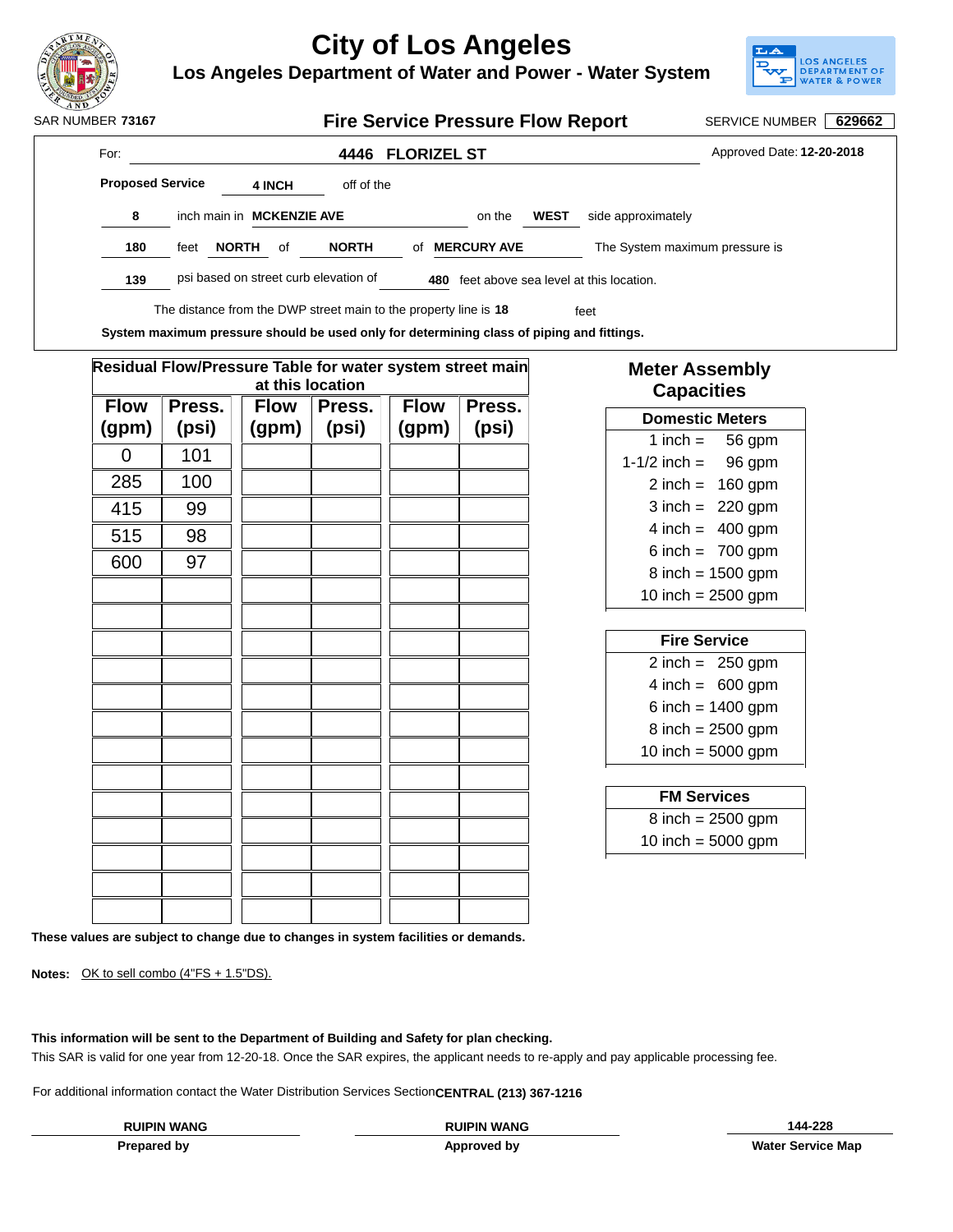# City of Los Angeles

## Los Angeles Department of Water and Power - Water System

SAR NUMBER **73167**

## Fire Service Pressure Flow Report

SERVICE NUMBER **629662**

For: **4446 FLORIZEL ST**

Approved Date: **12-20-2018**

**Proposed Service** **4 INCH** off of the **8** inch main in **MCKENZIE AVE** on the **WEST** side approximately **180** feet **NORTH** of **NORTH** of **MERCURY AVE** The System maximum pressure is **139** psi based on street curb elevation of **480** feet above sea level at this location.

The distance from the DWP street main to the property line is **18** feet

**System maximum pressure should be used only for determining class of piping and fittings.**

**Residual Flow/Pressure Table for water system street main at this location**

| Flow (gpm) | Press. (psi) | Flow (gpm) | Press. (psi) | Flow (gpm) | Press. (psi) |
|---|---|---|---|---|---|
| 0 | 101 | | | | |
| 285 | 100 | | | | |
| 415 | 99 | | | | |
| 515 | 98 | | | | |
| 600 | 97 | | | | |

### Meter Assembly Capacities

| Domestic Meters |
|---|
| 1 inch = 56 gpm |
| 1-1/2 inch = 96 gpm |
| 2 inch = 160 gpm |
| 3 inch = 220 gpm |
| 4 inch = 400 gpm |
| 6 inch = 700 gpm |
| 8 inch = 1500 gpm |
| 10 inch = 2500 gpm |

| Fire Service |
|---|
| 2 inch = 250 gpm |
| 4 inch = 600 gpm |
| 6 inch = 1400 gpm |
| 8 inch = 2500 gpm |
| 10 inch = 5000 gpm |

| FM Services |
|---|
| 8 inch = 2500 gpm |
| 10 inch = 5000 gpm |

**These values are subject to change due to changes in system facilities or demands.**

**Notes:** OK to sell combo (4"FS + 1.5"DS).

**This information will be sent to the Department of Building and Safety for plan checking.**

This SAR is valid for one year from 12-20-18. Once the SAR expires, the applicant needs to re-apply and pay applicable processing fee.

For additional information contact the Water Distribution Services Section **CENTRAL (213) 367-1216**

| RUIPIN WANG | RUIPIN WANG | 144-228 |
|---|---|---|
| **Prepared by** | **Approved by** | **Water Service Map** |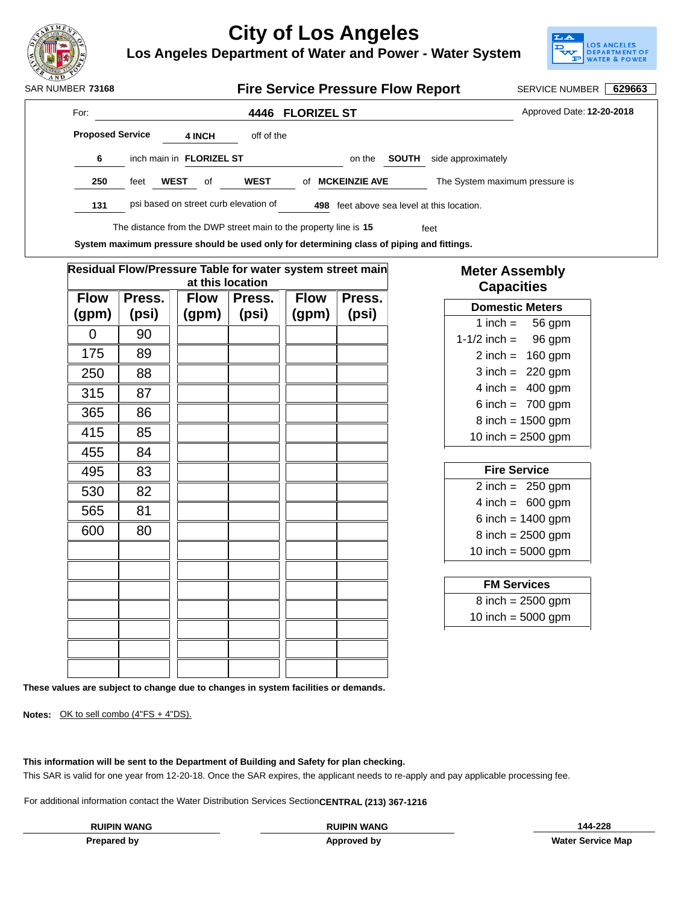# City of Los Angeles

## Los Angeles Department of Water and Power - Water System

SAR NUMBER **73168**

## Fire Service Pressure Flow Report

SERVICE NUMBER **629663**

For: **4446 FLORIZEL ST**

Approved Date: **12-20-2018**

**Proposed Service** **4 INCH** off of the **6** inch main in **FLORIZEL ST** on the **SOUTH** side approximately **250** feet **WEST** of **WEST** of **MCKEINZIE AVE** The System maximum pressure is **131** psi based on street curb elevation of **498** feet above sea level at this location.

The distance from the DWP street main to the property line is **15** feet

**System maximum pressure should be used only for determining class of piping and fittings.**

**Residual Flow/Pressure Table for water system street main at this location**

| Flow (gpm) | Press. (psi) | Flow (gpm) | Press. (psi) | Flow (gpm) | Press. (psi) |
|---|---|---|---|---|---|
| 0 | 90 | | | | |
| 175 | 89 | | | | |
| 250 | 88 | | | | |
| 315 | 87 | | | | |
| 365 | 86 | | | | |
| 415 | 85 | | | | |
| 455 | 84 | | | | |
| 495 | 83 | | | | |
| 530 | 82 | | | | |
| 565 | 81 | | | | |
| 600 | 80 | | | | |
| | | | | | |
| | | | | | |
| | | | | | |
| | | | | | |
| | | | | | |
| | | | | | |
| | | | | | |

**Meter Assembly Capacities**

| Domestic Meters |
|---|
| 1 inch = 56 gpm |
| 1-1/2 inch = 96 gpm |
| 2 inch = 160 gpm |
| 3 inch = 220 gpm |
| 4 inch = 400 gpm |
| 6 inch = 700 gpm |
| 8 inch = 1500 gpm |
| 10 inch = 2500 gpm |

| Fire Service |
|---|
| 2 inch = 250 gpm |
| 4 inch = 600 gpm |
| 6 inch = 1400 gpm |
| 8 inch = 2500 gpm |
| 10 inch = 5000 gpm |

| FM Services |
|---|
| 8 inch = 2500 gpm |
| 10 inch = 5000 gpm |

**These values are subject to change due to changes in system facilities or demands.**

**Notes:** OK to sell combo (4"FS + 4"DS).

**This information will be sent to the Department of Building and Safety for plan checking.**

This SAR is valid for one year from 12-20-18. Once the SAR expires, the applicant needs to re-apply and pay applicable processing fee.

For additional information contact the Water Distribution Services Section **CENTRAL (213) 367-1216**

| **RUIPIN WANG** | **RUIPIN WANG** | **144-228** |
|---|---|---|
| **Prepared by** | **Approved by** | **Water Service Map** |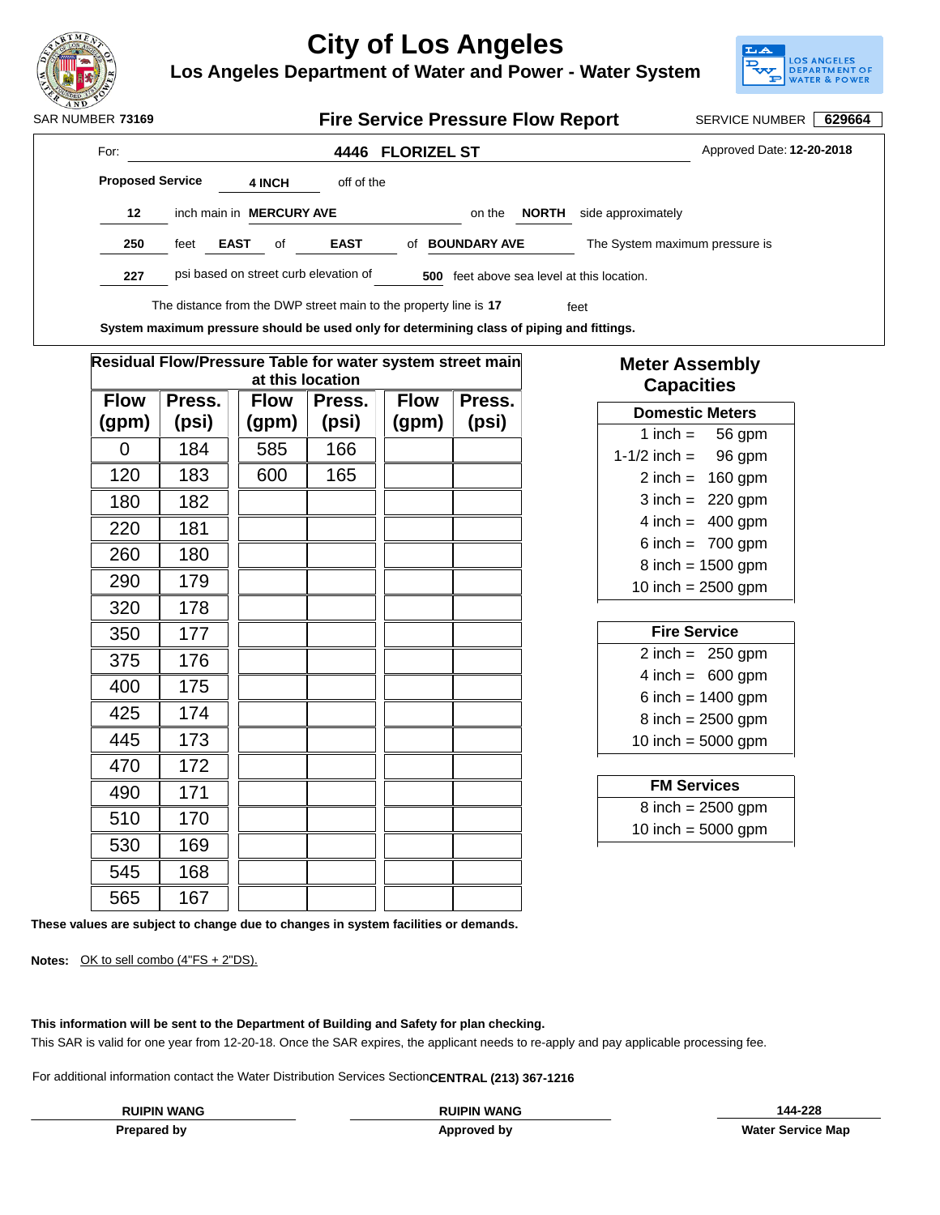# City of Los Angeles

## Los Angeles Department of Water and Power - Water System

SAR NUMBER **73169**

## Fire Service Pressure Flow Report

SERVICE NUMBER **629664**

For: **4446 FLORIZEL ST**

Approved Date: **12-20-2018**

**Proposed Service** **4 INCH** off of the

**12** inch main in **MERCURY AVE** on the **NORTH** side approximately

**250** feet **EAST** of **EAST** of **BOUNDARY AVE** The System maximum pressure is

**227** psi based on street curb elevation of **500** feet above sea level at this location.

The distance from the DWP street main to the property line is **17** feet

**System maximum pressure should be used only for determining class of piping and fittings.**

**Residual Flow/Pressure Table for water system street main at this location**

| Flow (gpm) | Press. (psi) | Flow (gpm) | Press. (psi) | Flow (gpm) | Press. (psi) |
|---|---|---|---|---|---|
| 0 | 184 | 585 | 166 | | |
| 120 | 183 | 600 | 165 | | |
| 180 | 182 | | | | |
| 220 | 181 | | | | |
| 260 | 180 | | | | |
| 290 | 179 | | | | |
| 320 | 178 | | | | |
| 350 | 177 | | | | |
| 375 | 176 | | | | |
| 400 | 175 | | | | |
| 425 | 174 | | | | |
| 445 | 173 | | | | |
| 470 | 172 | | | | |
| 490 | 171 | | | | |
| 510 | 170 | | | | |
| 530 | 169 | | | | |
| 545 | 168 | | | | |
| 565 | 167 | | | | |

**Meter Assembly Capacities**

| Domestic Meters |
|---|
| 1 inch = 56 gpm |
| 1-1/2 inch = 96 gpm |
| 2 inch = 160 gpm |
| 3 inch = 220 gpm |
| 4 inch = 400 gpm |
| 6 inch = 700 gpm |
| 8 inch = 1500 gpm |
| 10 inch = 2500 gpm |

| Fire Service |
|---|
| 2 inch = 250 gpm |
| 4 inch = 600 gpm |
| 6 inch = 1400 gpm |
| 8 inch = 2500 gpm |
| 10 inch = 5000 gpm |

| FM Services |
|---|
| 8 inch = 2500 gpm |
| 10 inch = 5000 gpm |

**These values are subject to change due to changes in system facilities or demands.**

**Notes:** OK to sell combo (4"FS + 2"DS).

**This information will be sent to the Department of Building and Safety for plan checking.**

This SAR is valid for one year from 12-20-18. Once the SAR expires, the applicant needs to re-apply and pay applicable processing fee.

For additional information contact the Water Distribution Services Section **CENTRAL (213) 367-1216**

| **RUIPIN WANG** | **RUIPIN WANG** | **144-228** |
|---|---|---|
| **Prepared by** | **Approved by** | **Water Service Map** |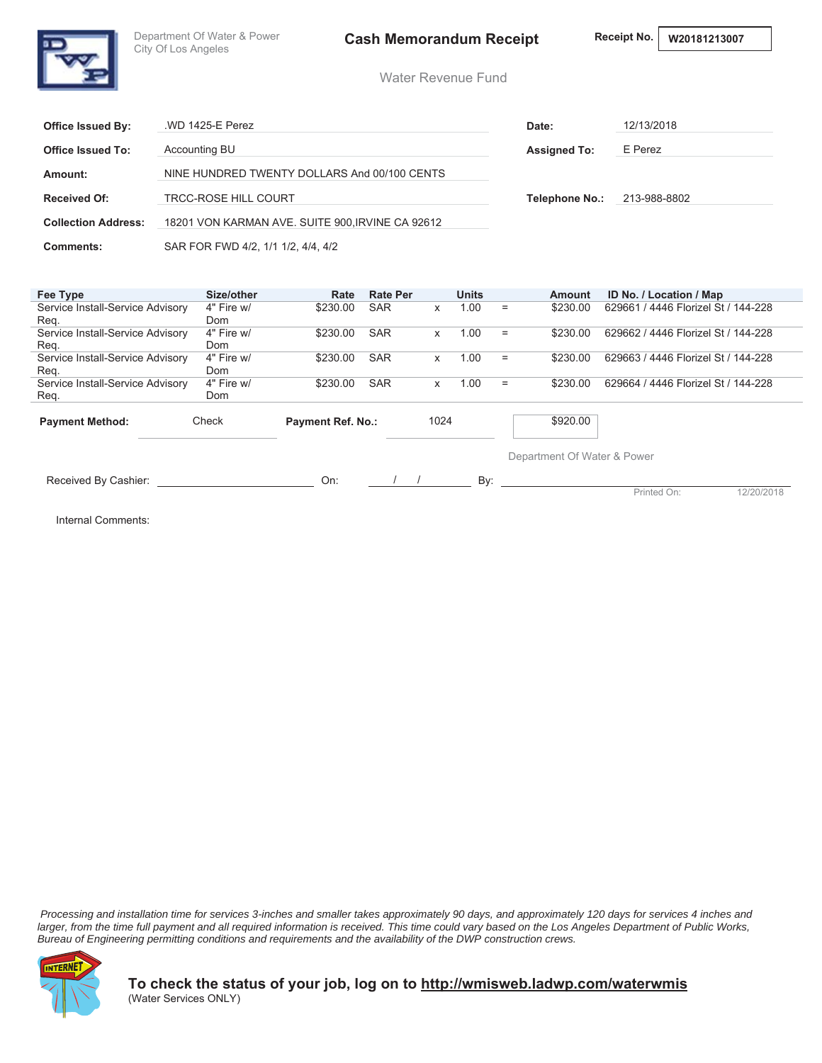Department Of Water & Power
City Of Los Angeles

# Cash Memorandum Receipt

Water Revenue Fund

**Receipt No.** W20181213007

| | | | |
|---|---|---|---|
| **Office Issued By:** | .WD 1425-E Perez | **Date:** | 12/13/2018 |
| **Office Issued To:** | Accounting BU | **Assigned To:** | E Perez |
| **Amount:** | NINE HUNDRED TWENTY DOLLARS And 00/100 CENTS | | |
| **Received Of:** | TRCC-ROSE HILL COURT | **Telephone No.:** | 213-988-8802 |
| **Collection Address:** | 18201 VON KARMAN AVE. SUITE 900,IRVINE CA 92612 | | |
| **Comments:** | SAR FOR FWD 4/2, 1/1 1/2, 4/4, 4/2 | | |

| Fee Type | Size/other | Rate | Rate Per | | Units | | Amount | ID No. / Location / Map |
|---|---|---|---|---|---|---|---|---|
| Service Install-Service Advisory Req. | 4" Fire w/ Dom | $230.00 | SAR | x | 1.00 | = | $230.00 | 629661 / 4446 Florizel St / 144-228 |
| Service Install-Service Advisory Req. | 4" Fire w/ Dom | $230.00 | SAR | x | 1.00 | = | $230.00 | 629662 / 4446 Florizel St / 144-228 |
| Service Install-Service Advisory Req. | 4" Fire w/ Dom | $230.00 | SAR | x | 1.00 | = | $230.00 | 629663 / 4446 Florizel St / 144-228 |
| Service Install-Service Advisory Req. | 4" Fire w/ Dom | $230.00 | SAR | x | 1.00 | = | $230.00 | 629664 / 4446 Florizel St / 144-228 |

**Payment Method:** Check  **Payment Ref. No.:** 1024  $920.00

Department Of Water & Power

Received By Cashier: ______________ On: / / By: ______________

Printed On: 12/20/2018

Internal Comments:

*Processing and installation time for services 3-inches and smaller takes approximately 90 days, and approximately 120 days for services 4 inches and larger, from the time full payment and all required information is received. This time could vary based on the Los Angeles Department of Public Works, Bureau of Engineering permitting conditions and requirements and the availability of the DWP construction crews.*

INTERNET

**To check the status of your job, log on to http://wmisweb.ladwp.com/waterwmis**
(Water Services ONLY)